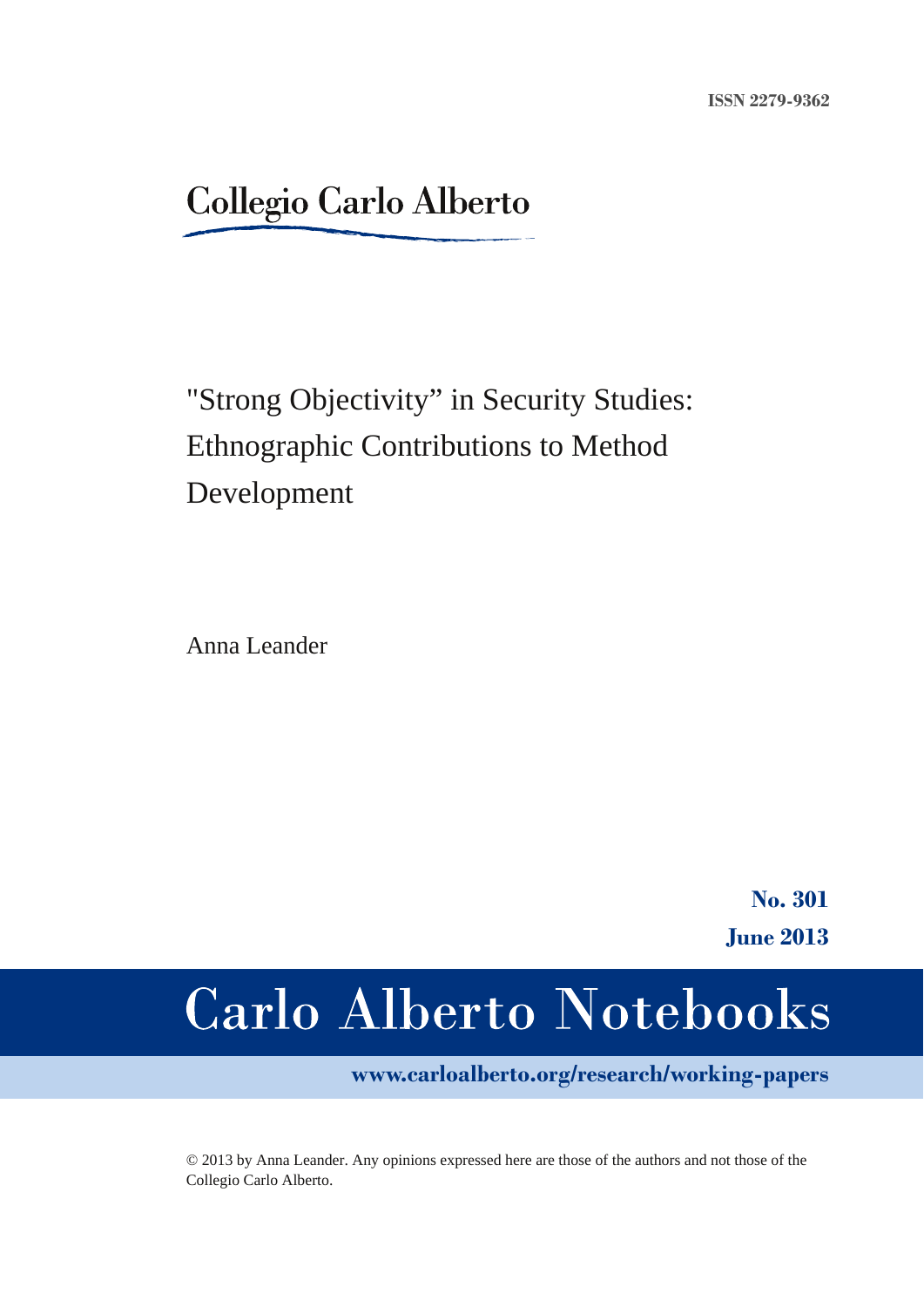ISSN 2279-9362

Collegio Carlo Alberto

# "Strong Objectivity" in Security Studies: Ethnographic Contributions to Method Development

Anna Leander

**No. 301**
**June 2013**

# Carlo Alberto Notebooks

**www.carloalberto.org/research/working-papers**

© 2013 by Anna Leander. Any opinions expressed here are those of the authors and not those of the Collegio Carlo Alberto.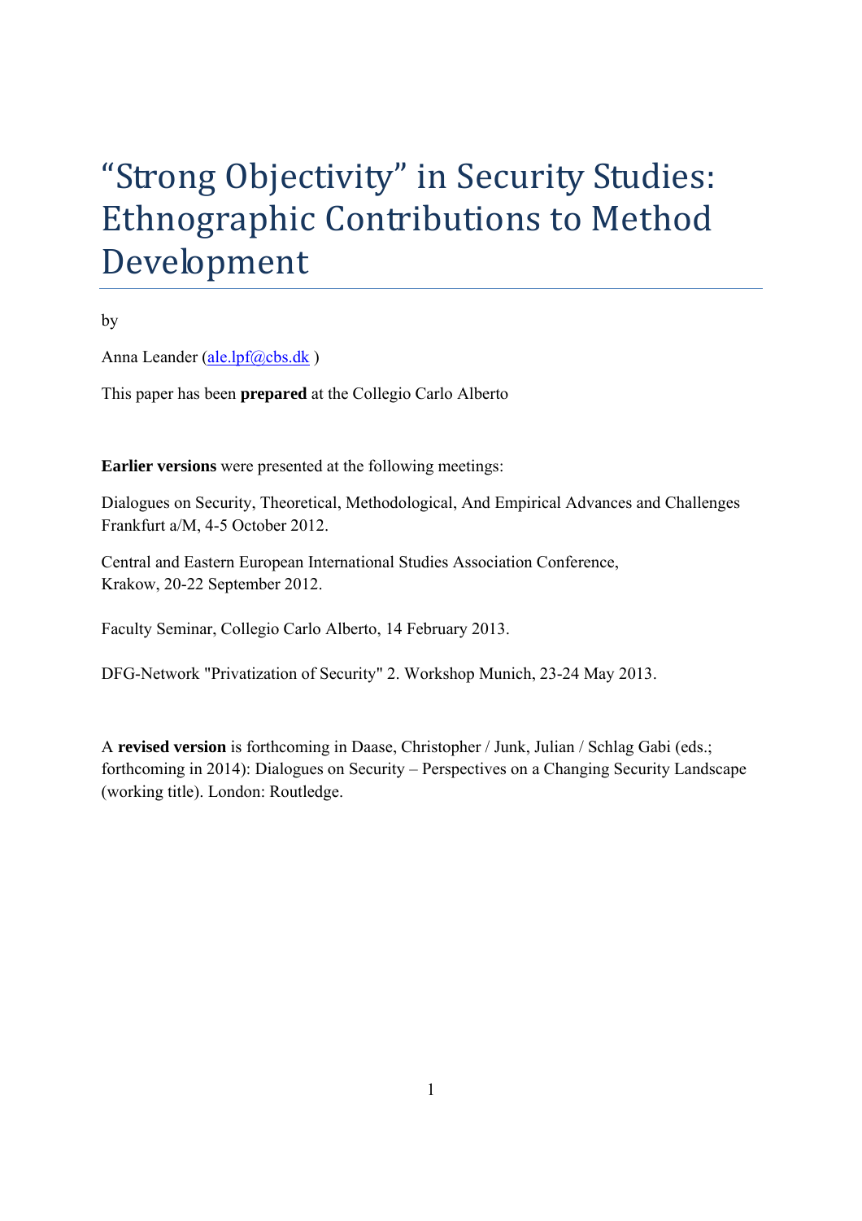# “Strong Objectivity” in Security Studies: Ethnographic Contributions to Method Development

by

Anna Leander (ale.lpf@cbs.dk )

This paper has been **prepared** at the Collegio Carlo Alberto

**Earlier versions** were presented at the following meetings:

Dialogues on Security, Theoretical, Methodological, And Empirical Advances and Challenges Frankfurt a/M, 4-5 October 2012.

Central and Eastern European International Studies Association Conference, Krakow, 20-22 September 2012.

Faculty Seminar, Collegio Carlo Alberto, 14 February 2013.

DFG-Network "Privatization of Security" 2. Workshop Munich, 23-24 May 2013.

A **revised version** is forthcoming in Daase, Christopher / Junk, Julian / Schlag Gabi (eds.; forthcoming in 2014): Dialogues on Security – Perspectives on a Changing Security Landscape (working title). London: Routledge.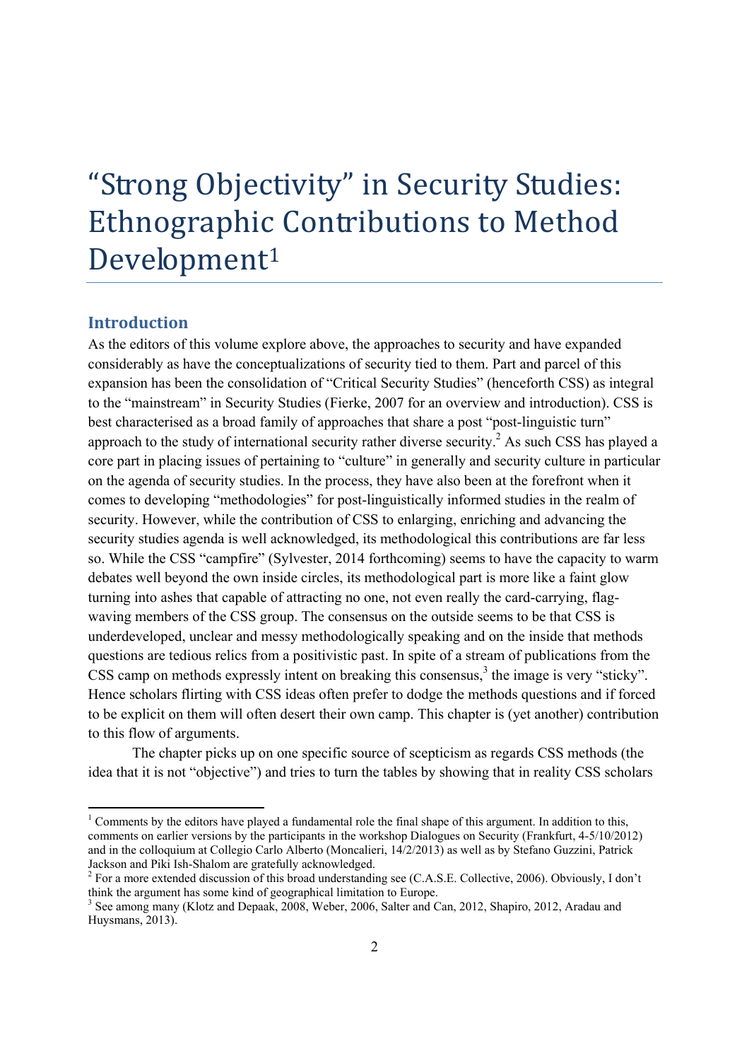// “Strong Objectivity” in Security Studies: Ethnographic Contributions to Method Development[1]

## Introduction

As the editors of this volume explore above, the approaches to security and have expanded considerably as have the conceptualizations of security tied to them. Part and parcel of this expansion has been the consolidation of “Critical Security Studies” (henceforth CSS) as integral to the “mainstream” in Security Studies (Fierke, 2007 for an overview and introduction). CSS is best characterised as a broad family of approaches that share a post “post-linguistic turn” approach to the study of international security rather diverse security.[2] As such CSS has played a core part in placing issues of pertaining to “culture” in generally and security culture in particular on the agenda of security studies. In the process, they have also been at the forefront when it comes to developing “methodologies” for post-linguistically informed studies in the realm of security. However, while the contribution of CSS to enlarging, enriching and advancing the security studies agenda is well acknowledged, its methodological this contributions are far less so. While the CSS “campfire” (Sylvester, 2014 forthcoming) seems to have the capacity to warm debates well beyond the own inside circles, its methodological part is more like a faint glow turning into ashes that capable of attracting no one, not even really the card-carrying, flag-waving members of the CSS group. The consensus on the outside seems to be that CSS is underdeveloped, unclear and messy methodologically speaking and on the inside that methods questions are tedious relics from a positivistic past. In spite of a stream of publications from the CSS camp on methods expressly intent on breaking this consensus,[3] the image is very “sticky”. Hence scholars flirting with CSS ideas often prefer to dodge the methods questions and if forced to be explicit on them will often desert their own camp. This chapter is (yet another) contribution to this flow of arguments.

The chapter picks up on one specific source of scepticism as regards CSS methods (the idea that it is not “objective”) and tries to turn the tables by showing that in reality CSS scholars

---

[1] Comments by the editors have played a fundamental role the final shape of this argument. In addition to this, comments on earlier versions by the participants in the workshop Dialogues on Security (Frankfurt, 4-5/10/2012) and in the colloquium at Collegio Carlo Alberto (Moncalieri, 14/2/2013) as well as by Stefano Guzzini, Patrick Jackson and Piki Ish-Shalom are gratefully acknowledged.

[2] For a more extended discussion of this broad understanding see (C.A.S.E. Collective, 2006). Obviously, I don’t think the argument has some kind of geographical limitation to Europe.

[3] See among many (Klotz and Depaak, 2008, Weber, 2006, Salter and Can, 2012, Shapiro, 2012, Aradau and Huysmans, 2013).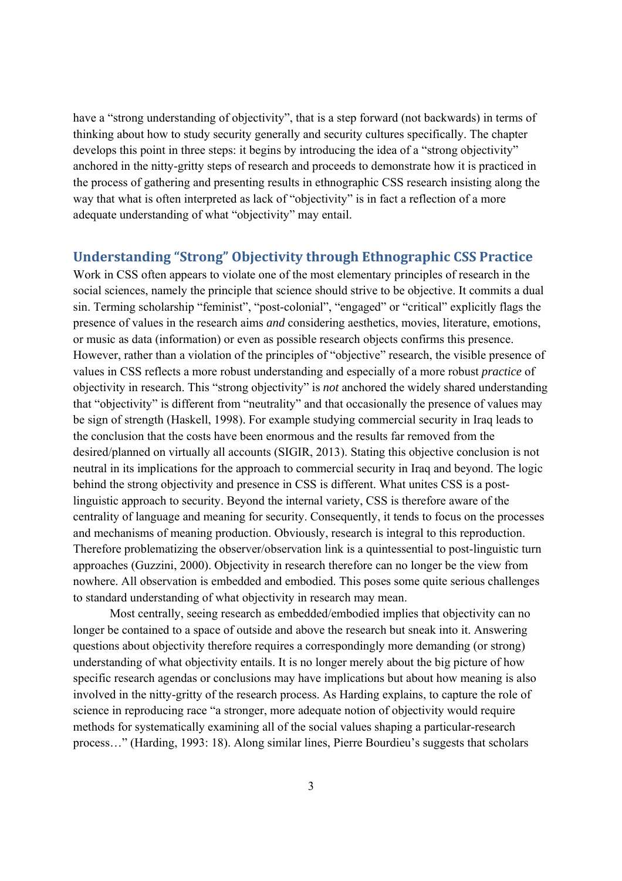have a "strong understanding of objectivity", that is a step forward (not backwards) in terms of thinking about how to study security generally and security cultures specifically. The chapter develops this point in three steps: it begins by introducing the idea of a "strong objectivity" anchored in the nitty-gritty steps of research and proceeds to demonstrate how it is practiced in the process of gathering and presenting results in ethnographic CSS research insisting along the way that what is often interpreted as lack of "objectivity" is in fact a reflection of a more adequate understanding of what "objectivity" may entail.

## Understanding "Strong" Objectivity through Ethnographic CSS Practice

Work in CSS often appears to violate one of the most elementary principles of research in the social sciences, namely the principle that science should strive to be objective. It commits a dual sin. Terming scholarship "feminist", "post-colonial", "engaged" or "critical" explicitly flags the presence of values in the research aims *and* considering aesthetics, movies, literature, emotions, or music as data (information) or even as possible research objects confirms this presence. However, rather than a violation of the principles of "objective" research, the visible presence of values in CSS reflects a more robust understanding and especially of a more robust *practice* of objectivity in research. This "strong objectivity" is *not* anchored the widely shared understanding that "objectivity" is different from "neutrality" and that occasionally the presence of values may be sign of strength (Haskell, 1998). For example studying commercial security in Iraq leads to the conclusion that the costs have been enormous and the results far removed from the desired/planned on virtually all accounts (SIGIR, 2013). Stating this objective conclusion is not neutral in its implications for the approach to commercial security in Iraq and beyond. The logic behind the strong objectivity and presence in CSS is different. What unites CSS is a post-linguistic approach to security. Beyond the internal variety, CSS is therefore aware of the centrality of language and meaning for security. Consequently, it tends to focus on the processes and mechanisms of meaning production. Obviously, research is integral to this reproduction. Therefore problematizing the observer/observation link is a quintessential to post-linguistic turn approaches (Guzzini, 2000). Objectivity in research therefore can no longer be the view from nowhere. All observation is embedded and embodied. This poses some quite serious challenges to standard understanding of what objectivity in research may mean.

Most centrally, seeing research as embedded/embodied implies that objectivity can no longer be contained to a space of outside and above the research but sneak into it. Answering questions about objectivity therefore requires a correspondingly more demanding (or strong) understanding of what objectivity entails. It is no longer merely about the big picture of how specific research agendas or conclusions may have implications but about how meaning is also involved in the nitty-gritty of the research process. As Harding explains, to capture the role of science in reproducing race "a stronger, more adequate notion of objectivity would require methods for systematically examining all of the social values shaping a particular-research process…" (Harding, 1993: 18). Along similar lines, Pierre Bourdieu's suggests that scholars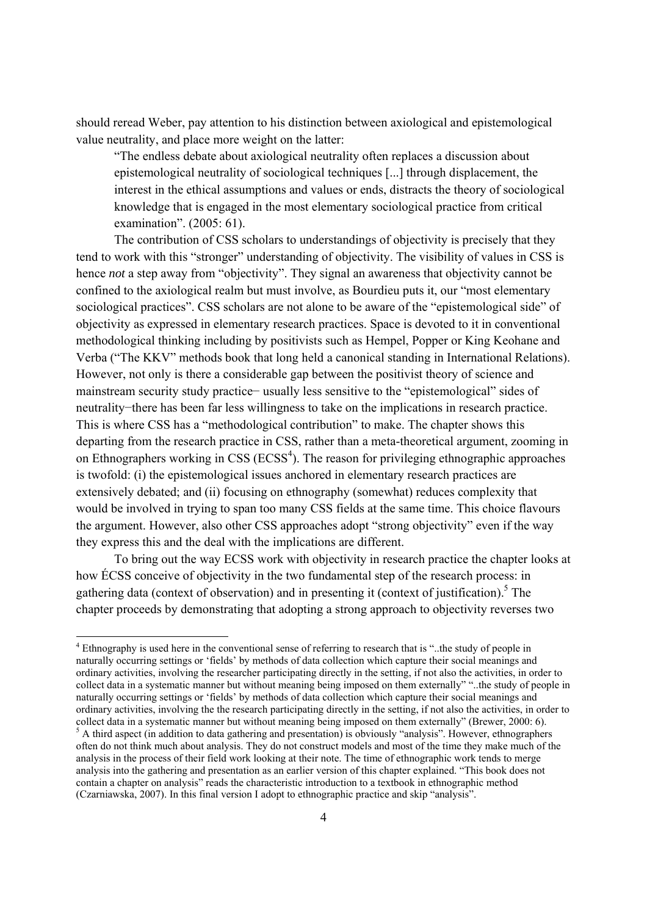should reread Weber, pay attention to his distinction between axiological and epistemological value neutrality, and place more weight on the latter:

> "The endless debate about axiological neutrality often replaces a discussion about epistemological neutrality of sociological techniques [...] through displacement, the interest in the ethical assumptions and values or ends, distracts the theory of sociological knowledge that is engaged in the most elementary sociological practice from critical examination". (2005: 61).

The contribution of CSS scholars to understandings of objectivity is precisely that they tend to work with this "stronger" understanding of objectivity. The visibility of values in CSS is hence *not* a step away from "objectivity". They signal an awareness that objectivity cannot be confined to the axiological realm but must involve, as Bourdieu puts it, our "most elementary sociological practices". CSS scholars are not alone to be aware of the "epistemological side" of objectivity as expressed in elementary research practices. Space is devoted to it in conventional methodological thinking including by positivists such as Hempel, Popper or King Keohane and Verba ("The KKV" methods book that long held a canonical standing in International Relations). However, not only is there a considerable gap between the positivist theory of science and mainstream security study practice− usually less sensitive to the "epistemological" sides of neutrality−there has been far less willingness to take on the implications in research practice. This is where CSS has a "methodological contribution" to make. The chapter shows this departing from the research practice in CSS, rather than a meta-theoretical argument, zooming in on Ethnographers working in CSS (ECSS[4]). The reason for privileging ethnographic approaches is twofold: (i) the epistemological issues anchored in elementary research practices are extensively debated; and (ii) focusing on ethnography (somewhat) reduces complexity that would be involved in trying to span too many CSS fields at the same time. This choice flavours the argument. However, also other CSS approaches adopt "strong objectivity" even if the way they express this and the deal with the implications are different.

To bring out the way ECSS work with objectivity in research practice the chapter looks at how ÉCSS conceive of objectivity in the two fundamental step of the research process: in gathering data (context of observation) and in presenting it (context of justification).[5] The chapter proceeds by demonstrating that adopting a strong approach to objectivity reverses two

---

[4] Ethnography is used here in the conventional sense of referring to research that is "..the study of people in naturally occurring settings or 'fields' by methods of data collection which capture their social meanings and ordinary activities, involving the researcher participating directly in the setting, if not also the activities, in order to collect data in a systematic manner but without meaning being imposed on them externally" "..the study of people in naturally occurring settings or 'fields' by methods of data collection which capture their social meanings and ordinary activities, involving the the research participating directly in the setting, if not also the activities, in order to collect data in a systematic manner but without meaning being imposed on them externally" (Brewer, 2000: 6).

[5] A third aspect (in addition to data gathering and presentation) is obviously "analysis". However, ethnographers often do not think much about analysis. They do not construct models and most of the time they make much of the analysis in the process of their field work looking at their note. The time of ethnographic work tends to merge analysis into the gathering and presentation as an earlier version of this chapter explained. "This book does not contain a chapter on analysis" reads the characteristic introduction to a textbook in ethnographic method (Czarniawska, 2007). In this final version I adopt to ethnographic practice and skip "analysis".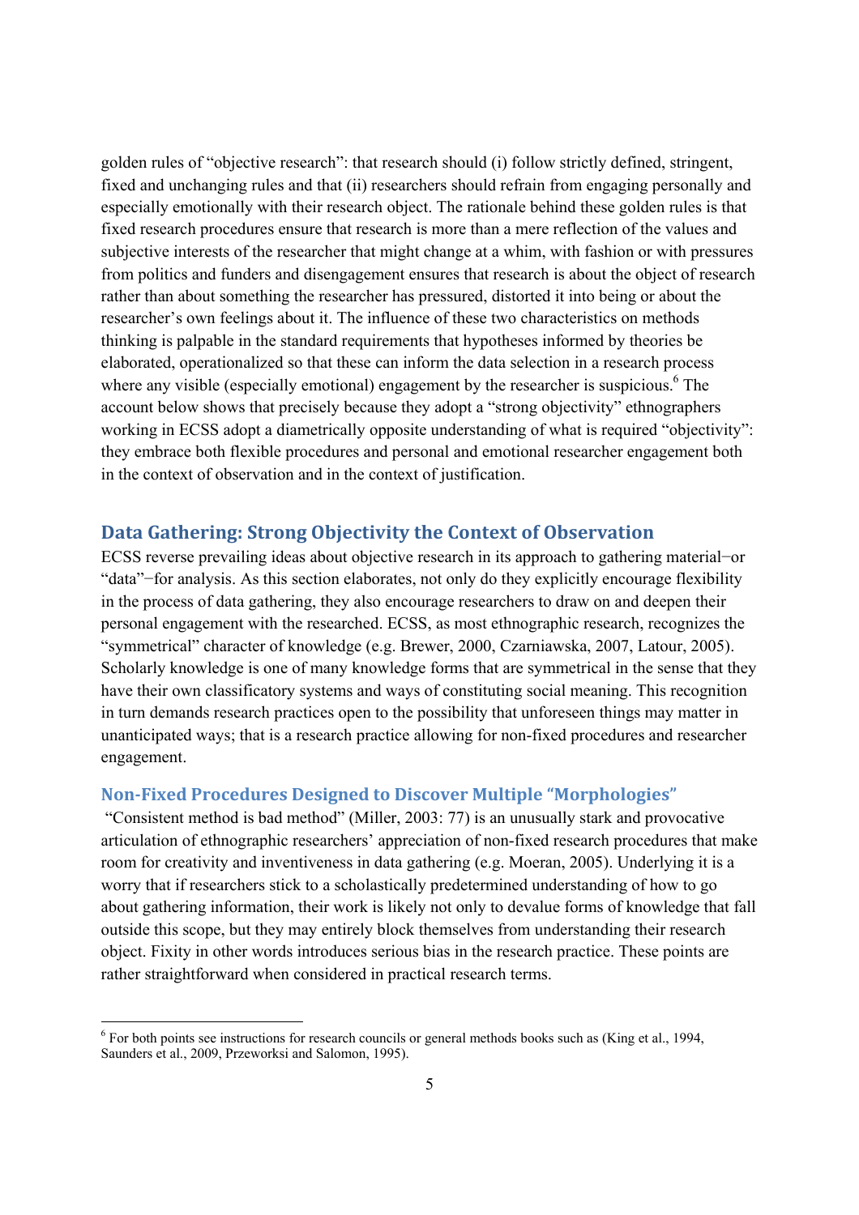golden rules of "objective research": that research should (i) follow strictly defined, stringent, fixed and unchanging rules and that (ii) researchers should refrain from engaging personally and especially emotionally with their research object. The rationale behind these golden rules is that fixed research procedures ensure that research is more than a mere reflection of the values and subjective interests of the researcher that might change at a whim, with fashion or with pressures from politics and funders and disengagement ensures that research is about the object of research rather than about something the researcher has pressured, distorted it into being or about the researcher's own feelings about it. The influence of these two characteristics on methods thinking is palpable in the standard requirements that hypotheses informed by theories be elaborated, operationalized so that these can inform the data selection in a research process where any visible (especially emotional) engagement by the researcher is suspicious.[6] The account below shows that precisely because they adopt a "strong objectivity" ethnographers working in ECSS adopt a diametrically opposite understanding of what is required "objectivity": they embrace both flexible procedures and personal and emotional researcher engagement both in the context of observation and in the context of justification.

## Data Gathering: Strong Objectivity the Context of Observation

ECSS reverse prevailing ideas about objective research in its approach to gathering material–or "data"–for analysis. As this section elaborates, not only do they explicitly encourage flexibility in the process of data gathering, they also encourage researchers to draw on and deepen their personal engagement with the researched. ECSS, as most ethnographic research, recognizes the "symmetrical" character of knowledge (e.g. Brewer, 2000, Czarniawska, 2007, Latour, 2005). Scholarly knowledge is one of many knowledge forms that are symmetrical in the sense that they have their own classificatory systems and ways of constituting social meaning. This recognition in turn demands research practices open to the possibility that unforeseen things may matter in unanticipated ways; that is a research practice allowing for non-fixed procedures and researcher engagement.

### Non-Fixed Procedures Designed to Discover Multiple "Morphologies"

"Consistent method is bad method" (Miller, 2003: 77) is an unusually stark and provocative articulation of ethnographic researchers' appreciation of non-fixed research procedures that make room for creativity and inventiveness in data gathering (e.g. Moeran, 2005). Underlying it is a worry that if researchers stick to a scholastically predetermined understanding of how to go about gathering information, their work is likely not only to devalue forms of knowledge that fall outside this scope, but they may entirely block themselves from understanding their research object. Fixity in other words introduces serious bias in the research practice. These points are rather straightforward when considered in practical research terms.

---

[6] For both points see instructions for research councils or general methods books such as (King et al., 1994, Saunders et al., 2009, Przeworksi and Salomon, 1995).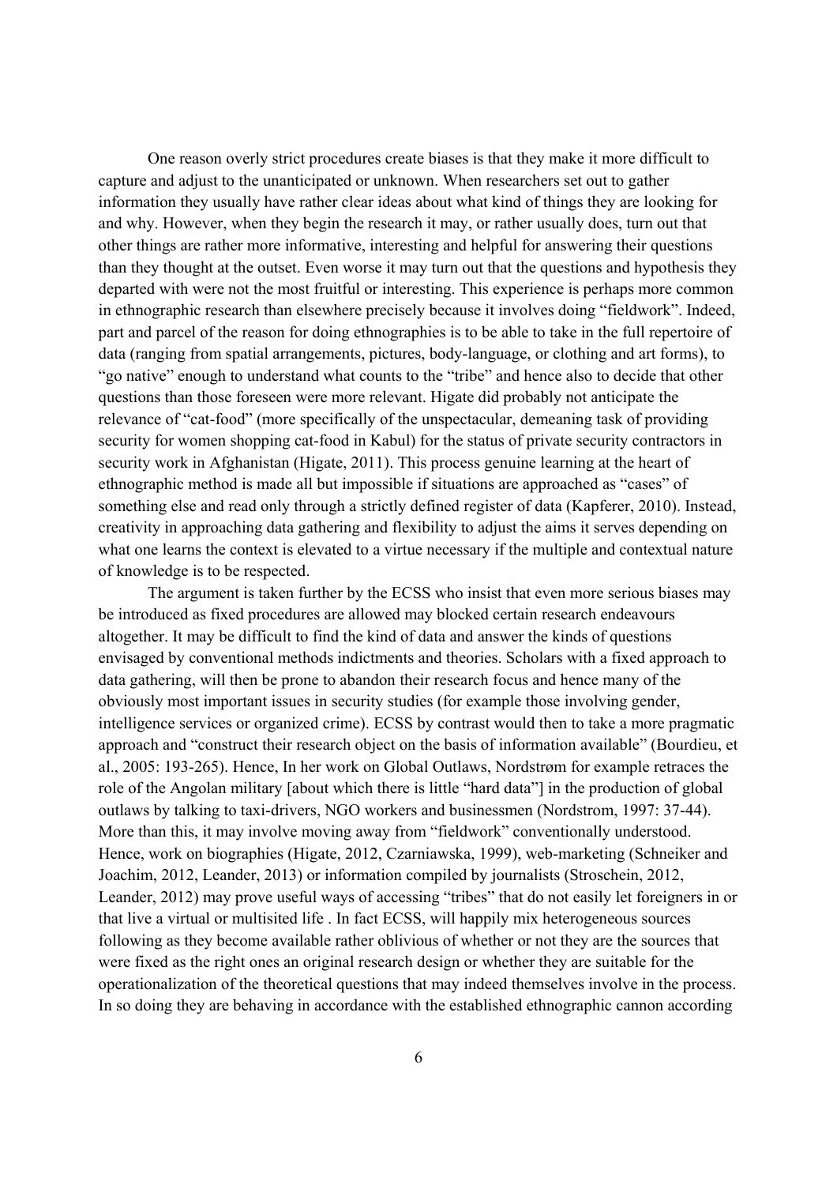One reason overly strict procedures create biases is that they make it more difficult to capture and adjust to the unanticipated or unknown. When researchers set out to gather information they usually have rather clear ideas about what kind of things they are looking for and why. However, when they begin the research it may, or rather usually does, turn out that other things are rather more informative, interesting and helpful for answering their questions than they thought at the outset. Even worse it may turn out that the questions and hypothesis they departed with were not the most fruitful or interesting. This experience is perhaps more common in ethnographic research than elsewhere precisely because it involves doing "fieldwork". Indeed, part and parcel of the reason for doing ethnographies is to be able to take in the full repertoire of data (ranging from spatial arrangements, pictures, body-language, or clothing and art forms), to "go native" enough to understand what counts to the "tribe" and hence also to decide that other questions than those foreseen were more relevant. Higate did probably not anticipate the relevance of "cat-food" (more specifically of the unspectacular, demeaning task of providing security for women shopping cat-food in Kabul) for the status of private security contractors in security work in Afghanistan (Higate, 2011). This process genuine learning at the heart of ethnographic method is made all but impossible if situations are approached as "cases" of something else and read only through a strictly defined register of data (Kapferer, 2010). Instead, creativity in approaching data gathering and flexibility to adjust the aims it serves depending on what one learns the context is elevated to a virtue necessary if the multiple and contextual nature of knowledge is to be respected.

The argument is taken further by the ECSS who insist that even more serious biases may be introduced as fixed procedures are allowed may blocked certain research endeavours altogether. It may be difficult to find the kind of data and answer the kinds of questions envisaged by conventional methods indictments and theories. Scholars with a fixed approach to data gathering, will then be prone to abandon their research focus and hence many of the obviously most important issues in security studies (for example those involving gender, intelligence services or organized crime). ECSS by contrast would then to take a more pragmatic approach and "construct their research object on the basis of information available" (Bourdieu, et al., 2005: 193-265). Hence, In her work on Global Outlaws, Nordstrøm for example retraces the role of the Angolan military [about which there is little "hard data"] in the production of global outlaws by talking to taxi-drivers, NGO workers and businessmen (Nordstrom, 1997: 37-44). More than this, it may involve moving away from "fieldwork" conventionally understood. Hence, work on biographies (Higate, 2012, Czarniawska, 1999), web-marketing (Schneiker and Joachim, 2012, Leander, 2013) or information compiled by journalists (Stroschein, 2012, Leander, 2012) may prove useful ways of accessing "tribes" that do not easily let foreigners in or that live a virtual or multisited life . In fact ECSS, will happily mix heterogeneous sources following as they become available rather oblivious of whether or not they are the sources that were fixed as the right ones an original research design or whether they are suitable for the operationalization of the theoretical questions that may indeed themselves involve in the process. In so doing they are behaving in accordance with the established ethnographic cannon according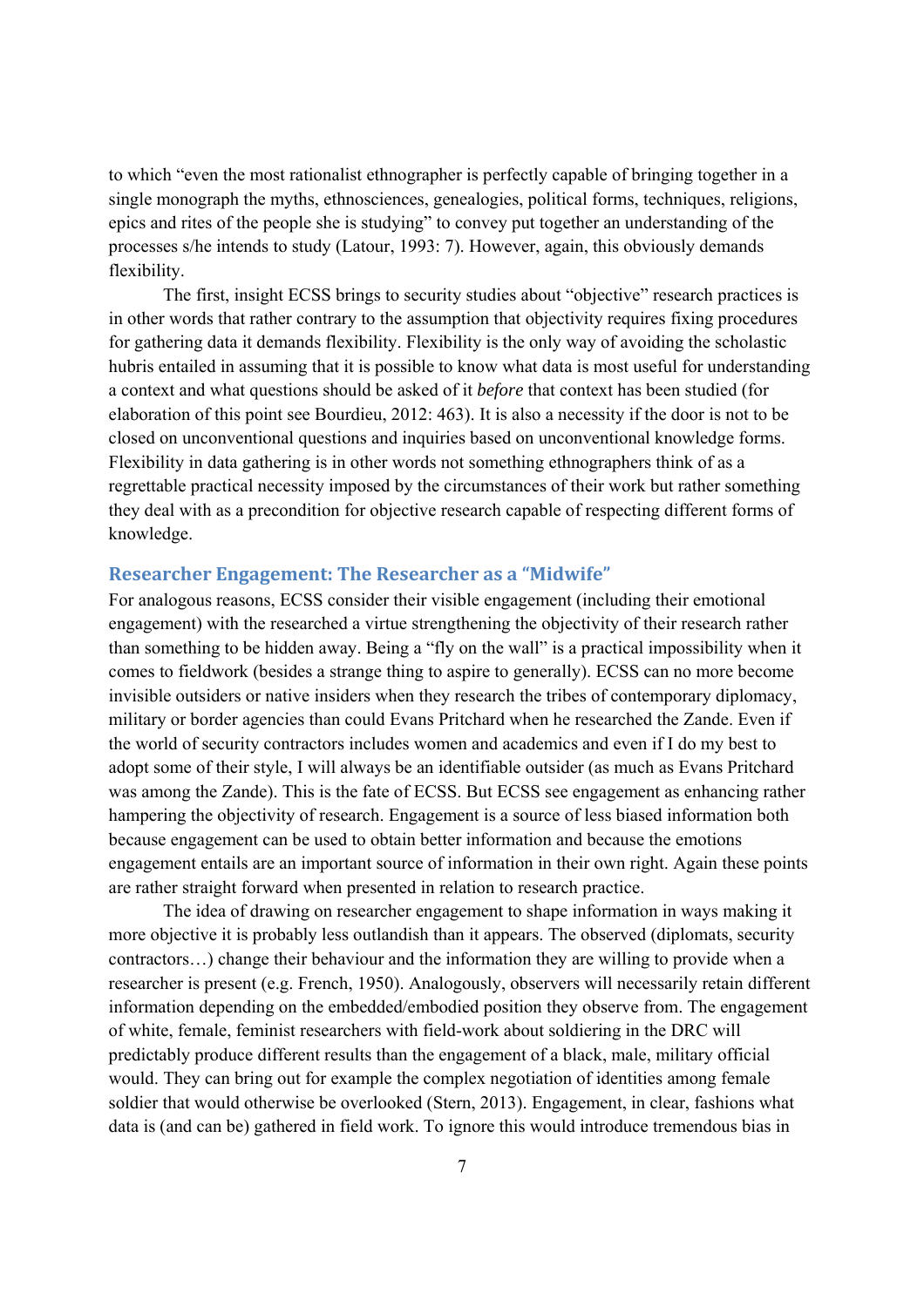to which "even the most rationalist ethnographer is perfectly capable of bringing together in a single monograph the myths, ethnosciences, genealogies, political forms, techniques, religions, epics and rites of the people she is studying" to convey put together an understanding of the processes s/he intends to study (Latour, 1993: 7). However, again, this obviously demands flexibility.

The first, insight ECSS brings to security studies about "objective" research practices is in other words that rather contrary to the assumption that objectivity requires fixing procedures for gathering data it demands flexibility. Flexibility is the only way of avoiding the scholastic hubris entailed in assuming that it is possible to know what data is most useful for understanding a context and what questions should be asked of it *before* that context has been studied (for elaboration of this point see Bourdieu, 2012: 463). It is also a necessity if the door is not to be closed on unconventional questions and inquiries based on unconventional knowledge forms. Flexibility in data gathering is in other words not something ethnographers think of as a regrettable practical necessity imposed by the circumstances of their work but rather something they deal with as a precondition for objective research capable of respecting different forms of knowledge.

## Researcher Engagement: The Researcher as a "Midwife"

For analogous reasons, ECSS consider their visible engagement (including their emotional engagement) with the researched a virtue strengthening the objectivity of their research rather than something to be hidden away. Being a "fly on the wall" is a practical impossibility when it comes to fieldwork (besides a strange thing to aspire to generally). ECSS can no more become invisible outsiders or native insiders when they research the tribes of contemporary diplomacy, military or border agencies than could Evans Pritchard when he researched the Zande. Even if the world of security contractors includes women and academics and even if I do my best to adopt some of their style, I will always be an identifiable outsider (as much as Evans Pritchard was among the Zande). This is the fate of ECSS. But ECSS see engagement as enhancing rather hampering the objectivity of research. Engagement is a source of less biased information both because engagement can be used to obtain better information and because the emotions engagement entails are an important source of information in their own right. Again these points are rather straight forward when presented in relation to research practice.

The idea of drawing on researcher engagement to shape information in ways making it more objective it is probably less outlandish than it appears. The observed (diplomats, security contractors…) change their behaviour and the information they are willing to provide when a researcher is present (e.g. French, 1950). Analogously, observers will necessarily retain different information depending on the embedded/embodied position they observe from. The engagement of white, female, feminist researchers with field-work about soldiering in the DRC will predictably produce different results than the engagement of a black, male, military official would. They can bring out for example the complex negotiation of identities among female soldier that would otherwise be overlooked (Stern, 2013). Engagement, in clear, fashions what data is (and can be) gathered in field work. To ignore this would introduce tremendous bias in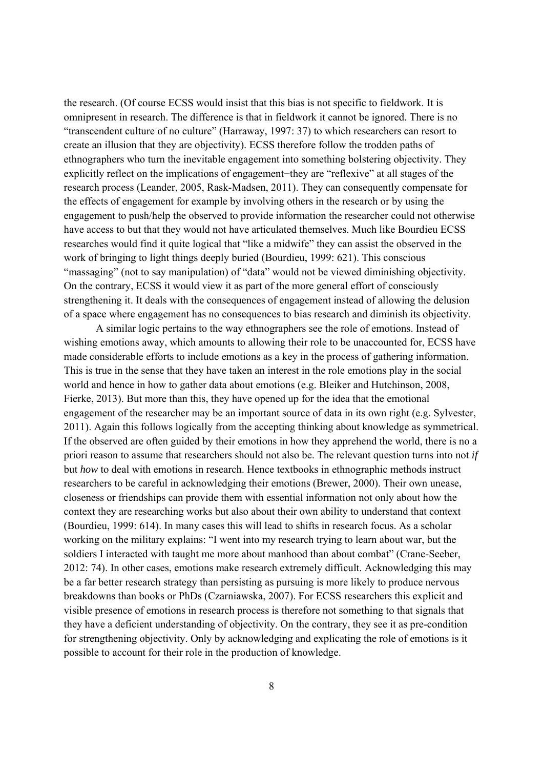the research. (Of course ECSS would insist that this bias is not specific to fieldwork. It is omnipresent in research. The difference is that in fieldwork it cannot be ignored. There is no "transcendent culture of no culture" (Harraway, 1997: 37) to which researchers can resort to create an illusion that they are objectivity). ECSS therefore follow the trodden paths of ethnographers who turn the inevitable engagement into something bolstering objectivity. They explicitly reflect on the implications of engagement−they are "reflexive" at all stages of the research process (Leander, 2005, Rask-Madsen, 2011). They can consequently compensate for the effects of engagement for example by involving others in the research or by using the engagement to push/help the observed to provide information the researcher could not otherwise have access to but that they would not have articulated themselves. Much like Bourdieu ECSS researches would find it quite logical that "like a midwife" they can assist the observed in the work of bringing to light things deeply buried (Bourdieu, 1999: 621). This conscious "massaging" (not to say manipulation) of "data" would not be viewed diminishing objectivity. On the contrary, ECSS it would view it as part of the more general effort of consciously strengthening it. It deals with the consequences of engagement instead of allowing the delusion of a space where engagement has no consequences to bias research and diminish its objectivity.

A similar logic pertains to the way ethnographers see the role of emotions. Instead of wishing emotions away, which amounts to allowing their role to be unaccounted for, ECSS have made considerable efforts to include emotions as a key in the process of gathering information. This is true in the sense that they have taken an interest in the role emotions play in the social world and hence in how to gather data about emotions (e.g. Bleiker and Hutchinson, 2008, Fierke, 2013). But more than this, they have opened up for the idea that the emotional engagement of the researcher may be an important source of data in its own right (e.g. Sylvester, 2011). Again this follows logically from the accepting thinking about knowledge as symmetrical. If the observed are often guided by their emotions in how they apprehend the world, there is no a priori reason to assume that researchers should not also be. The relevant question turns into not *if* but *how* to deal with emotions in research. Hence textbooks in ethnographic methods instruct researchers to be careful in acknowledging their emotions (Brewer, 2000). Their own unease, closeness or friendships can provide them with essential information not only about how the context they are researching works but also about their own ability to understand that context (Bourdieu, 1999: 614). In many cases this will lead to shifts in research focus. As a scholar working on the military explains: "I went into my research trying to learn about war, but the soldiers I interacted with taught me more about manhood than about combat" (Crane-Seeber, 2012: 74). In other cases, emotions make research extremely difficult. Acknowledging this may be a far better research strategy than persisting as pursuing is more likely to produce nervous breakdowns than books or PhDs (Czarniawska, 2007). For ECSS researchers this explicit and visible presence of emotions in research process is therefore not something to that signals that they have a deficient understanding of objectivity. On the contrary, they see it as pre-condition for strengthening objectivity. Only by acknowledging and explicating the role of emotions is it possible to account for their role in the production of knowledge.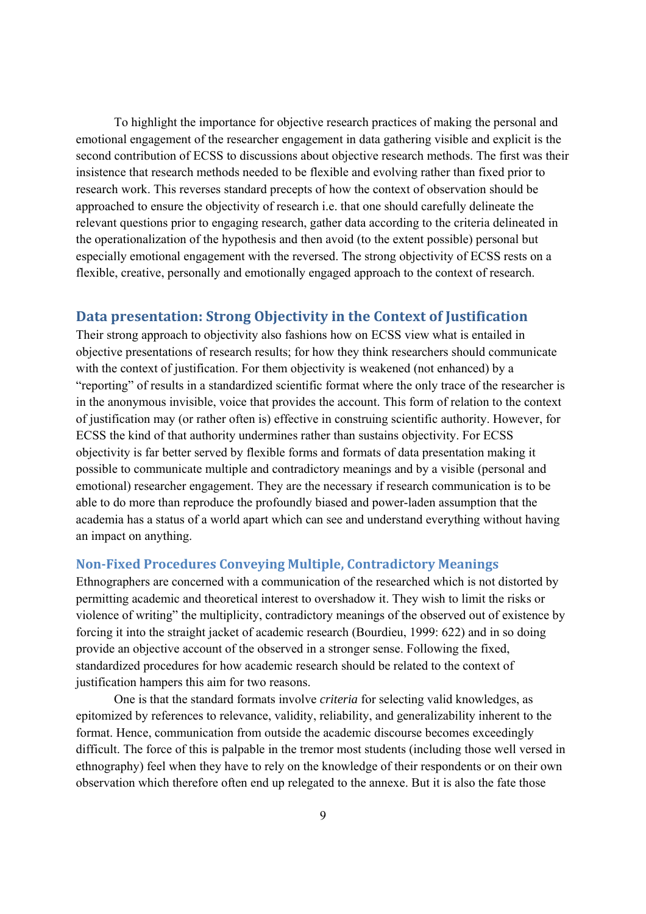To highlight the importance for objective research practices of making the personal and emotional engagement of the researcher engagement in data gathering visible and explicit is the second contribution of ECSS to discussions about objective research methods. The first was their insistence that research methods needed to be flexible and evolving rather than fixed prior to research work. This reverses standard precepts of how the context of observation should be approached to ensure the objectivity of research i.e. that one should carefully delineate the relevant questions prior to engaging research, gather data according to the criteria delineated in the operationalization of the hypothesis and then avoid (to the extent possible) personal but especially emotional engagement with the reversed. The strong objectivity of ECSS rests on a flexible, creative, personally and emotionally engaged approach to the context of research.

## Data presentation: Strong Objectivity in the Context of Justification

Their strong approach to objectivity also fashions how on ECSS view what is entailed in objective presentations of research results; for how they think researchers should communicate with the context of justification. For them objectivity is weakened (not enhanced) by a "reporting" of results in a standardized scientific format where the only trace of the researcher is in the anonymous invisible, voice that provides the account. This form of relation to the context of justification may (or rather often is) effective in construing scientific authority. However, for ECSS the kind of that authority undermines rather than sustains objectivity. For ECSS objectivity is far better served by flexible forms and formats of data presentation making it possible to communicate multiple and contradictory meanings and by a visible (personal and emotional) researcher engagement. They are the necessary if research communication is to be able to do more than reproduce the profoundly biased and power-laden assumption that the academia has a status of a world apart which can see and understand everything without having an impact on anything.

### Non-Fixed Procedures Conveying Multiple, Contradictory Meanings

Ethnographers are concerned with a communication of the researched which is not distorted by permitting academic and theoretical interest to overshadow it. They wish to limit the risks or violence of writing" the multiplicity, contradictory meanings of the observed out of existence by forcing it into the straight jacket of academic research (Bourdieu, 1999: 622) and in so doing provide an objective account of the observed in a stronger sense. Following the fixed, standardized procedures for how academic research should be related to the context of justification hampers this aim for two reasons.

One is that the standard formats involve *criteria* for selecting valid knowledges, as epitomized by references to relevance, validity, reliability, and generalizability inherent to the format. Hence, communication from outside the academic discourse becomes exceedingly difficult. The force of this is palpable in the tremor most students (including those well versed in ethnography) feel when they have to rely on the knowledge of their respondents or on their own observation which therefore often end up relegated to the annexe. But it is also the fate those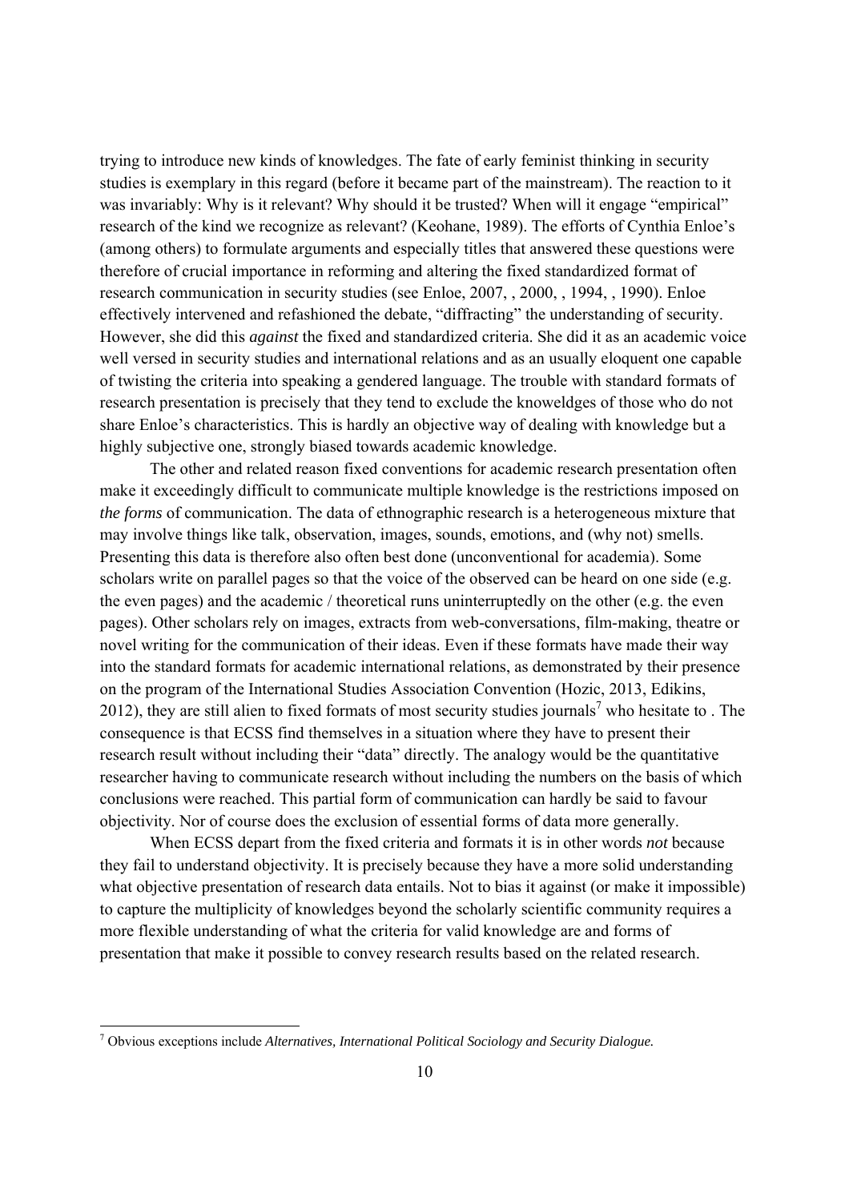trying to introduce new kinds of knowledges. The fate of early feminist thinking in security studies is exemplary in this regard (before it became part of the mainstream). The reaction to it was invariably: Why is it relevant? Why should it be trusted? When will it engage "empirical" research of the kind we recognize as relevant? (Keohane, 1989). The efforts of Cynthia Enloe's (among others) to formulate arguments and especially titles that answered these questions were therefore of crucial importance in reforming and altering the fixed standardized format of research communication in security studies (see Enloe, 2007, , 2000, , 1994, , 1990). Enloe effectively intervened and refashioned the debate, "diffracting" the understanding of security. However, she did this *against* the fixed and standardized criteria. She did it as an academic voice well versed in security studies and international relations and as an usually eloquent one capable of twisting the criteria into speaking a gendered language. The trouble with standard formats of research presentation is precisely that they tend to exclude the knoweldges of those who do not share Enloe's characteristics. This is hardly an objective way of dealing with knowledge but a highly subjective one, strongly biased towards academic knowledge.

The other and related reason fixed conventions for academic research presentation often make it exceedingly difficult to communicate multiple knowledge is the restrictions imposed on *the forms* of communication. The data of ethnographic research is a heterogeneous mixture that may involve things like talk, observation, images, sounds, emotions, and (why not) smells. Presenting this data is therefore also often best done (unconventional for academia). Some scholars write on parallel pages so that the voice of the observed can be heard on one side (e.g. the even pages) and the academic / theoretical runs uninterruptedly on the other (e.g. the even pages). Other scholars rely on images, extracts from web-conversations, film-making, theatre or novel writing for the communication of their ideas. Even if these formats have made their way into the standard formats for academic international relations, as demonstrated by their presence on the program of the International Studies Association Convention (Hozic, 2013, Edikins, 2012), they are still alien to fixed formats of most security studies journals[7] who hesitate to . The consequence is that ECSS find themselves in a situation where they have to present their research result without including their "data" directly. The analogy would be the quantitative researcher having to communicate research without including the numbers on the basis of which conclusions were reached. This partial form of communication can hardly be said to favour objectivity. Nor of course does the exclusion of essential forms of data more generally.

When ECSS depart from the fixed criteria and formats it is in other words *not* because they fail to understand objectivity. It is precisely because they have a more solid understanding what objective presentation of research data entails. Not to bias it against (or make it impossible) to capture the multiplicity of knowledges beyond the scholarly scientific community requires a more flexible understanding of what the criteria for valid knowledge are and forms of presentation that make it possible to convey research results based on the related research.

---

[7] Obvious exceptions include *Alternatives, International Political Sociology and Security Dialogue.*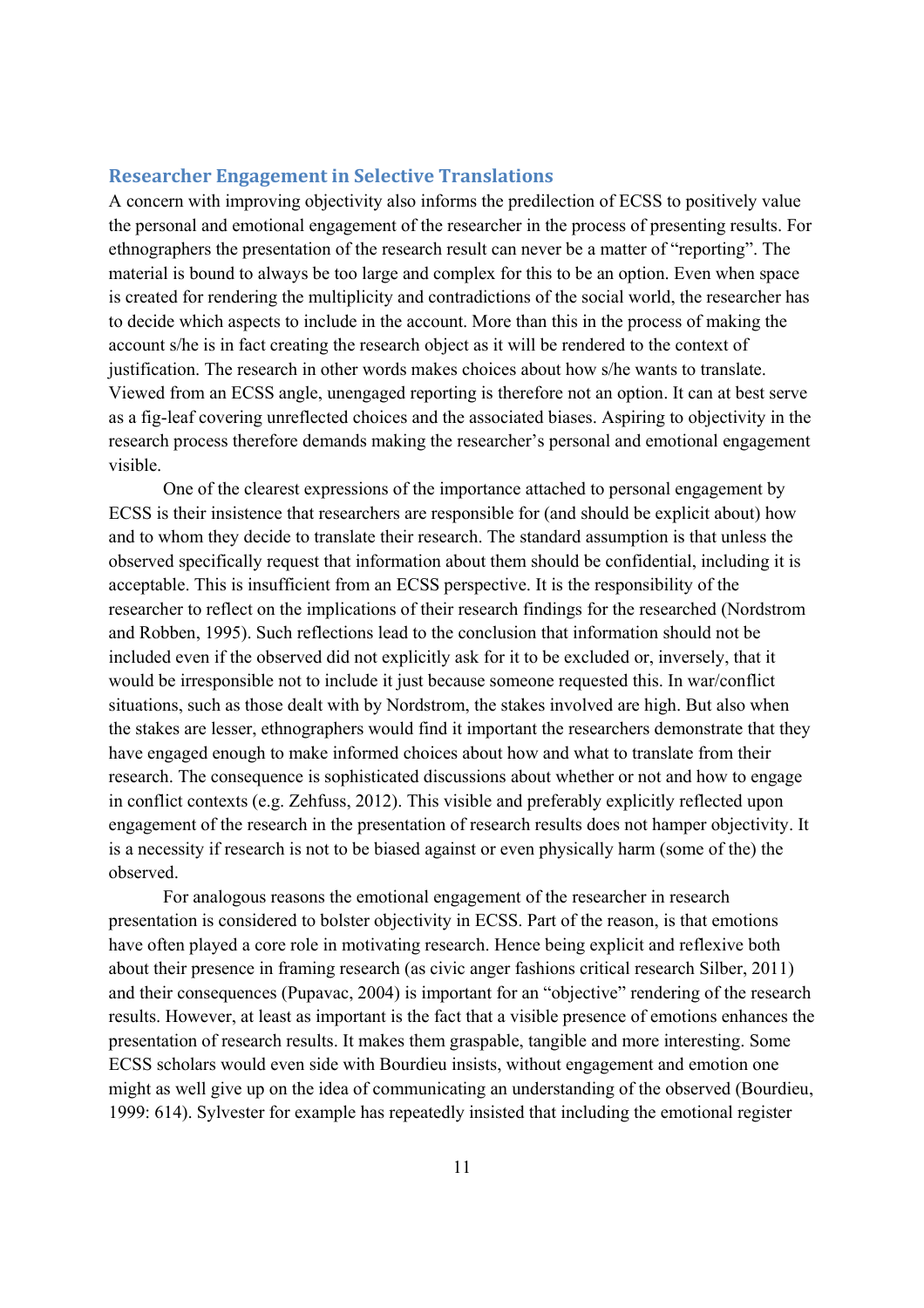## Researcher Engagement in Selective Translations

A concern with improving objectivity also informs the predilection of ECSS to positively value the personal and emotional engagement of the researcher in the process of presenting results. For ethnographers the presentation of the research result can never be a matter of "reporting". The material is bound to always be too large and complex for this to be an option. Even when space is created for rendering the multiplicity and contradictions of the social world, the researcher has to decide which aspects to include in the account. More than this in the process of making the account s/he is in fact creating the research object as it will be rendered to the context of justification. The research in other words makes choices about how s/he wants to translate. Viewed from an ECSS angle, unengaged reporting is therefore not an option. It can at best serve as a fig-leaf covering unreflected choices and the associated biases. Aspiring to objectivity in the research process therefore demands making the researcher's personal and emotional engagement visible.

One of the clearest expressions of the importance attached to personal engagement by ECSS is their insistence that researchers are responsible for (and should be explicit about) how and to whom they decide to translate their research. The standard assumption is that unless the observed specifically request that information about them should be confidential, including it is acceptable. This is insufficient from an ECSS perspective. It is the responsibility of the researcher to reflect on the implications of their research findings for the researched (Nordstrom and Robben, 1995). Such reflections lead to the conclusion that information should not be included even if the observed did not explicitly ask for it to be excluded or, inversely, that it would be irresponsible not to include it just because someone requested this. In war/conflict situations, such as those dealt with by Nordstrom, the stakes involved are high. But also when the stakes are lesser, ethnographers would find it important the researchers demonstrate that they have engaged enough to make informed choices about how and what to translate from their research. The consequence is sophisticated discussions about whether or not and how to engage in conflict contexts (e.g. Zehfuss, 2012). This visible and preferably explicitly reflected upon engagement of the research in the presentation of research results does not hamper objectivity. It is a necessity if research is not to be biased against or even physically harm (some of the) the observed.

For analogous reasons the emotional engagement of the researcher in research presentation is considered to bolster objectivity in ECSS. Part of the reason, is that emotions have often played a core role in motivating research. Hence being explicit and reflexive both about their presence in framing research (as civic anger fashions critical research Silber, 2011) and their consequences (Pupavac, 2004) is important for an "objective" rendering of the research results. However, at least as important is the fact that a visible presence of emotions enhances the presentation of research results. It makes them graspable, tangible and more interesting. Some ECSS scholars would even side with Bourdieu insists, without engagement and emotion one might as well give up on the idea of communicating an understanding of the observed (Bourdieu, 1999: 614). Sylvester for example has repeatedly insisted that including the emotional register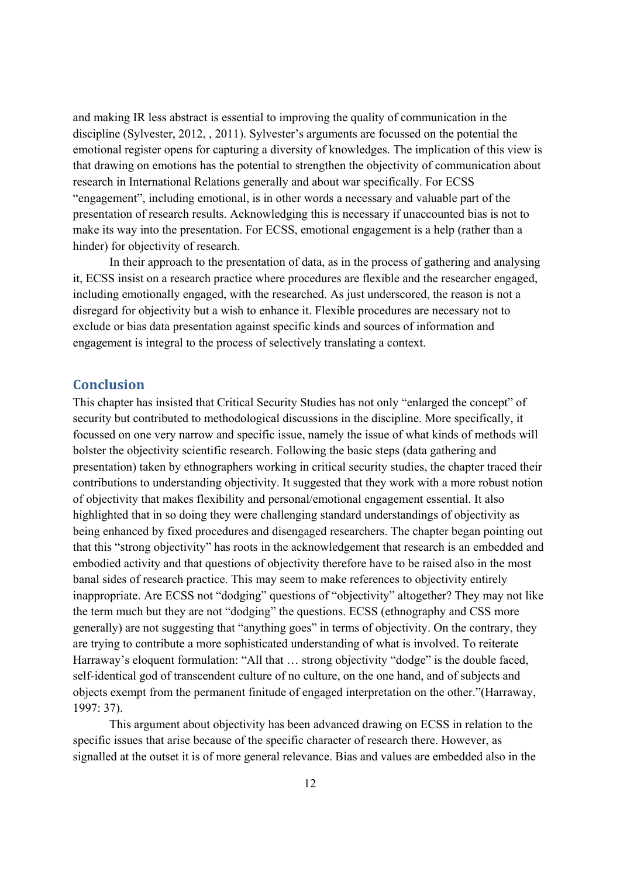and making IR less abstract is essential to improving the quality of communication in the discipline (Sylvester, 2012, , 2011). Sylvester's arguments are focussed on the potential the emotional register opens for capturing a diversity of knowledges. The implication of this view is that drawing on emotions has the potential to strengthen the objectivity of communication about research in International Relations generally and about war specifically. For ECSS "engagement", including emotional, is in other words a necessary and valuable part of the presentation of research results. Acknowledging this is necessary if unaccounted bias is not to make its way into the presentation. For ECSS, emotional engagement is a help (rather than a hinder) for objectivity of research.

In their approach to the presentation of data, as in the process of gathering and analysing it, ECSS insist on a research practice where procedures are flexible and the researcher engaged, including emotionally engaged, with the researched. As just underscored, the reason is not a disregard for objectivity but a wish to enhance it. Flexible procedures are necessary not to exclude or bias data presentation against specific kinds and sources of information and engagement is integral to the process of selectively translating a context.

## Conclusion

This chapter has insisted that Critical Security Studies has not only "enlarged the concept" of security but contributed to methodological discussions in the discipline. More specifically, it focussed on one very narrow and specific issue, namely the issue of what kinds of methods will bolster the objectivity scientific research. Following the basic steps (data gathering and presentation) taken by ethnographers working in critical security studies, the chapter traced their contributions to understanding objectivity. It suggested that they work with a more robust notion of objectivity that makes flexibility and personal/emotional engagement essential. It also highlighted that in so doing they were challenging standard understandings of objectivity as being enhanced by fixed procedures and disengaged researchers. The chapter began pointing out that this "strong objectivity" has roots in the acknowledgement that research is an embedded and embodied activity and that questions of objectivity therefore have to be raised also in the most banal sides of research practice. This may seem to make references to objectivity entirely inappropriate. Are ECSS not "dodging" questions of "objectivity" altogether? They may not like the term much but they are not "dodging" the questions. ECSS (ethnography and CSS more generally) are not suggesting that "anything goes" in terms of objectivity. On the contrary, they are trying to contribute a more sophisticated understanding of what is involved. To reiterate Harraway's eloquent formulation: "All that … strong objectivity "dodge" is the double faced, self-identical god of transcendent culture of no culture, on the one hand, and of subjects and objects exempt from the permanent finitude of engaged interpretation on the other."(Harraway, 1997: 37).

This argument about objectivity has been advanced drawing on ECSS in relation to the specific issues that arise because of the specific character of research there. However, as signalled at the outset it is of more general relevance. Bias and values are embedded also in the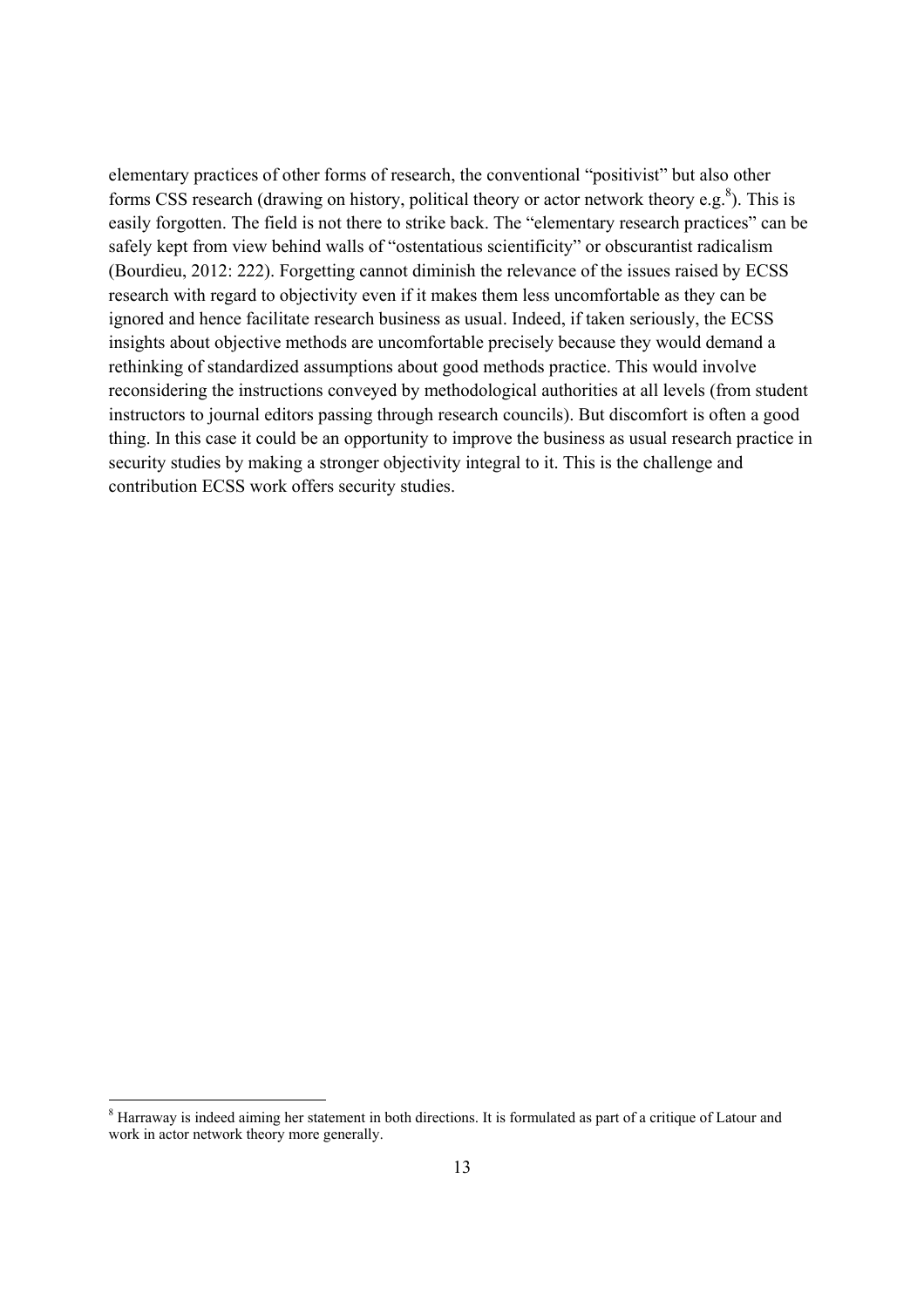elementary practices of other forms of research, the conventional "positivist" but also other forms CSS research (drawing on history, political theory or actor network theory e.g.[8]). This is easily forgotten. The field is not there to strike back. The "elementary research practices" can be safely kept from view behind walls of "ostentatious scientificity" or obscurantist radicalism (Bourdieu, 2012: 222). Forgetting cannot diminish the relevance of the issues raised by ECSS research with regard to objectivity even if it makes them less uncomfortable as they can be ignored and hence facilitate research business as usual. Indeed, if taken seriously, the ECSS insights about objective methods are uncomfortable precisely because they would demand a rethinking of standardized assumptions about good methods practice. This would involve reconsidering the instructions conveyed by methodological authorities at all levels (from student instructors to journal editors passing through research councils). But discomfort is often a good thing. In this case it could be an opportunity to improve the business as usual research practice in security studies by making a stronger objectivity integral to it. This is the challenge and contribution ECSS work offers security studies.

---

[8] Harraway is indeed aiming her statement in both directions. It is formulated as part of a critique of Latour and work in actor network theory more generally.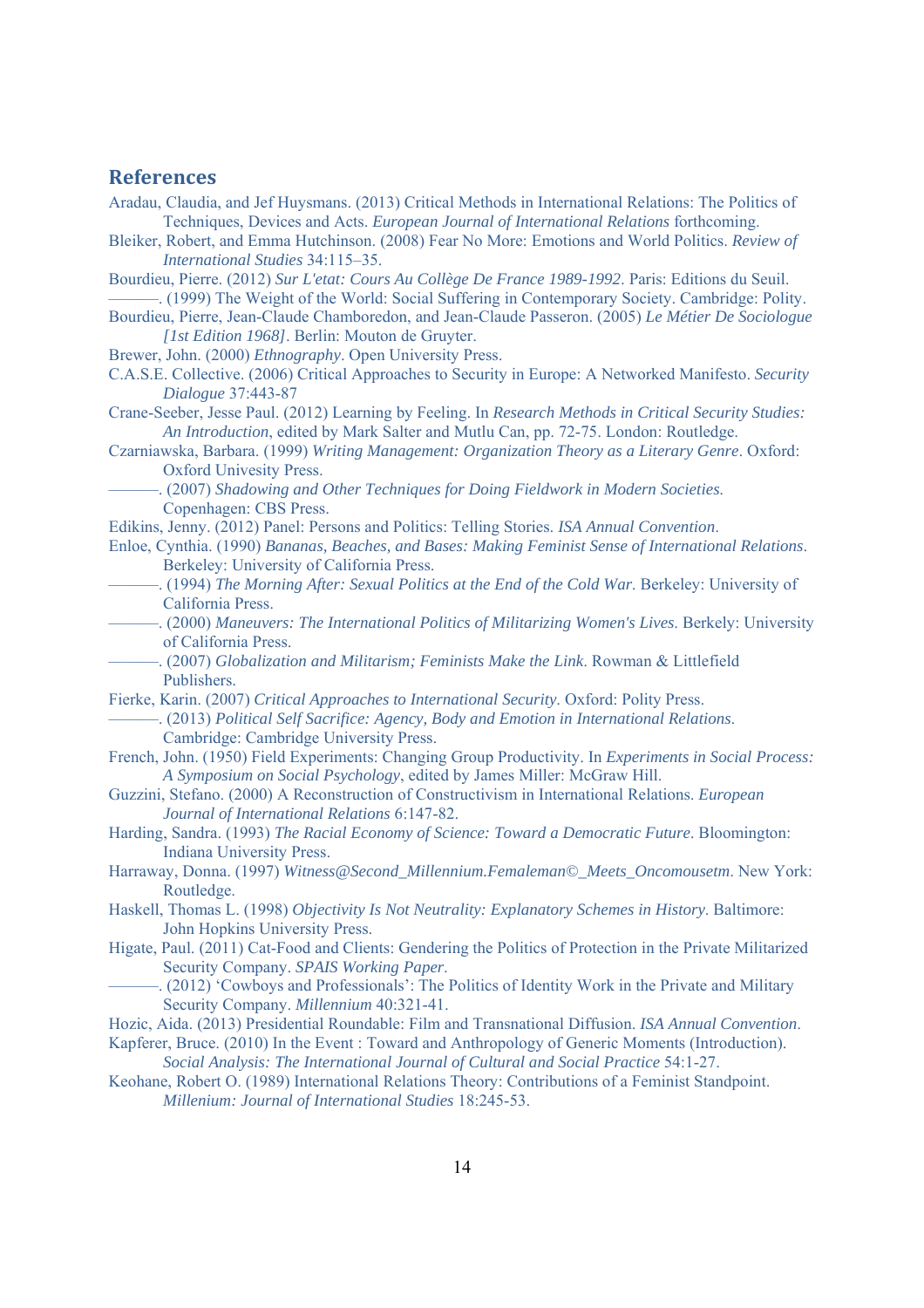## References

Aradau, Claudia, and Jef Huysmans. (2013) Critical Methods in International Relations: The Politics of Techniques, Devices and Acts. *European Journal of International Relations* forthcoming.

Bleiker, Robert, and Emma Hutchinson. (2008) Fear No More: Emotions and World Politics. *Review of International Studies* 34:115–35.

Bourdieu, Pierre. (2012) *Sur L'etat: Cours Au Collège De France 1989-1992*. Paris: Editions du Seuil.

———. (1999) The Weight of the World: Social Suffering in Contemporary Society. Cambridge: Polity.

Bourdieu, Pierre, Jean-Claude Chamboredon, and Jean-Claude Passeron. (2005) *Le Métier De Sociologue [1st Edition 1968]*. Berlin: Mouton de Gruyter.

Brewer, John. (2000) *Ethnography*. Open University Press.

C.A.S.E. Collective. (2006) Critical Approaches to Security in Europe: A Networked Manifesto. *Security Dialogue* 37:443-87

Crane-Seeber, Jesse Paul. (2012) Learning by Feeling. In *Research Methods in Critical Security Studies: An Introduction*, edited by Mark Salter and Mutlu Can, pp. 72-75. London: Routledge.

Czarniawska, Barbara. (1999) *Writing Management: Organization Theory as a Literary Genre*. Oxford: Oxford Univesity Press.

———. (2007) *Shadowing and Other Techniques for Doing Fieldwork in Modern Societies.* Copenhagen: CBS Press.

Edikins, Jenny. (2012) Panel: Persons and Politics: Telling Stories. *ISA Annual Convention*.

Enloe, Cynthia. (1990) *Bananas, Beaches, and Bases: Making Feminist Sense of International Relations*. Berkeley: University of California Press.

———. (1994) *The Morning After: Sexual Politics at the End of the Cold War*. Berkeley: University of California Press.

———. (2000) *Maneuvers: The International Politics of Militarizing Women's Lives.* Berkely: University of California Press.

———. (2007) *Globalization and Militarism; Feminists Make the Link*. Rowman & Littlefield Publishers.

Fierke, Karin. (2007) *Critical Approaches to International Security*. Oxford: Polity Press.

———. (2013) *Political Self Sacrifice: Agency, Body and Emotion in International Relations*. Cambridge: Cambridge University Press.

French, John. (1950) Field Experiments: Changing Group Productivity. In *Experiments in Social Process: A Symposium on Social Psychology*, edited by James Miller: McGraw Hill.

Guzzini, Stefano. (2000) A Reconstruction of Constructivism in International Relations. *European Journal of International Relations* 6:147-82.

Harding, Sandra. (1993) *The Racial Economy of Science: Toward a Democratic Future*. Bloomington: Indiana University Press.

Harraway, Donna. (1997) *Witness@Second_Millennium.Femaleman©_Meets_Oncomousetm*. New York: Routledge.

Haskell, Thomas L. (1998) *Objectivity Is Not Neutrality: Explanatory Schemes in History*. Baltimore: John Hopkins University Press.

Higate, Paul. (2011) Cat-Food and Clients: Gendering the Politics of Protection in the Private Militarized Security Company. *SPAIS Working Paper*.

———. (2012) 'Cowboys and Professionals': The Politics of Identity Work in the Private and Military Security Company. *Millennium* 40:321-41.

Hozic, Aida. (2013) Presidential Roundable: Film and Transnational Diffusion. *ISA Annual Convention*.

Kapferer, Bruce. (2010) In the Event : Toward and Anthropology of Generic Moments (Introduction). *Social Analysis: The International Journal of Cultural and Social Practice* 54:1-27.

Keohane, Robert O. (1989) International Relations Theory: Contributions of a Feminist Standpoint. *Millenium: Journal of International Studies* 18:245-53.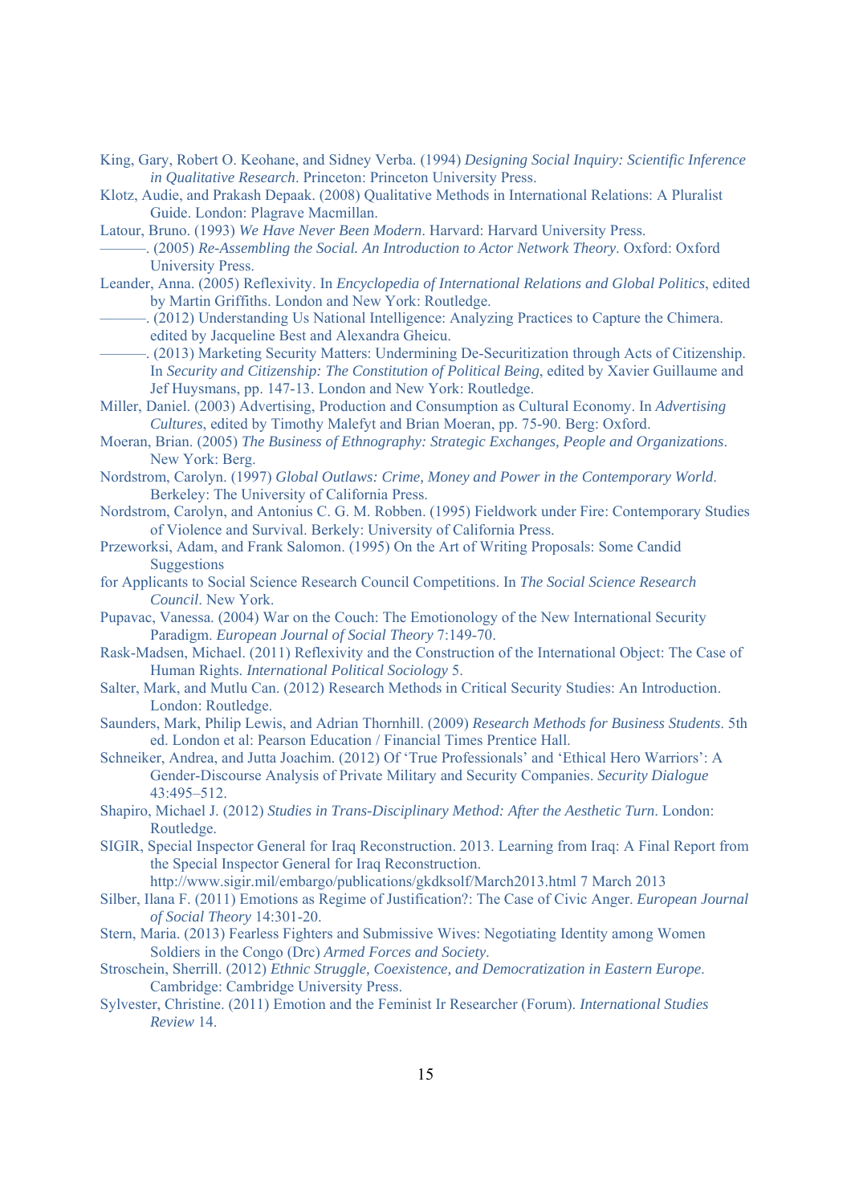King, Gary, Robert O. Keohane, and Sidney Verba. (1994) *Designing Social Inquiry: Scientific Inference in Qualitative Research*. Princeton: Princeton University Press.

Klotz, Audie, and Prakash Depaak. (2008) Qualitative Methods in International Relations: A Pluralist Guide. London: Plagrave Macmillan.

Latour, Bruno. (1993) *We Have Never Been Modern*. Harvard: Harvard University Press.

———. (2005) *Re-Assembling the Social. An Introduction to Actor Network Theory*. Oxford: Oxford University Press.

Leander, Anna. (2005) Reflexivity. In *Encyclopedia of International Relations and Global Politics*, edited by Martin Griffiths. London and New York: Routledge.

———. (2012) Understanding Us National Intelligence: Analyzing Practices to Capture the Chimera. edited by Jacqueline Best and Alexandra Gheicu.

———. (2013) Marketing Security Matters: Undermining De-Securitization through Acts of Citizenship. In *Security and Citizenship: The Constitution of Political Being*, edited by Xavier Guillaume and Jef Huysmans, pp. 147-13. London and New York: Routledge.

Miller, Daniel. (2003) Advertising, Production and Consumption as Cultural Economy. In *Advertising Cultures*, edited by Timothy Malefyt and Brian Moeran, pp. 75-90. Berg: Oxford.

Moeran, Brian. (2005) *The Business of Ethnography: Strategic Exchanges, People and Organizations*. New York: Berg.

Nordstrom, Carolyn. (1997) *Global Outlaws: Crime, Money and Power in the Contemporary World*. Berkeley: The University of California Press.

Nordstrom, Carolyn, and Antonius C. G. M. Robben. (1995) Fieldwork under Fire: Contemporary Studies of Violence and Survival. Berkely: University of California Press.

Przeworksi, Adam, and Frank Salomon. (1995) On the Art of Writing Proposals: Some Candid Suggestions
for Applicants to Social Science Research Council Competitions. In *The Social Science Research Council*. New York.

Pupavac, Vanessa. (2004) War on the Couch: The Emotionology of the New International Security Paradigm. *European Journal of Social Theory* 7:149-70.

Rask-Madsen, Michael. (2011) Reflexivity and the Construction of the International Object: The Case of Human Rights. *International Political Sociology* 5.

Salter, Mark, and Mutlu Can. (2012) Research Methods in Critical Security Studies: An Introduction. London: Routledge.

Saunders, Mark, Philip Lewis, and Adrian Thornhill. (2009) *Research Methods for Business Students*. 5th ed. London et al: Pearson Education / Financial Times Prentice Hall.

Schneiker, Andrea, and Jutta Joachim. (2012) Of 'True Professionals' and 'Ethical Hero Warriors': A Gender-Discourse Analysis of Private Military and Security Companies. *Security Dialogue* 43:495–512.

Shapiro, Michael J. (2012) *Studies in Trans-Disciplinary Method: After the Aesthetic Turn*. London: Routledge.

SIGIR, Special Inspector General for Iraq Reconstruction. 2013. Learning from Iraq: A Final Report from the Special Inspector General for Iraq Reconstruction. http://www.sigir.mil/embargo/publications/gkdksolf/March2013.html 7 March 2013

Silber, Ilana F. (2011) Emotions as Regime of Justification?: The Case of Civic Anger. *European Journal of Social Theory* 14:301-20.

Stern, Maria. (2013) Fearless Fighters and Submissive Wives: Negotiating Identity among Women Soldiers in the Congo (Drc) *Armed Forces and Society*.

Stroschein, Sherrill. (2012) *Ethnic Struggle, Coexistence, and Democratization in Eastern Europe*. Cambridge: Cambridge University Press.

Sylvester, Christine. (2011) Emotion and the Feminist Ir Researcher (Forum). *International Studies Review* 14.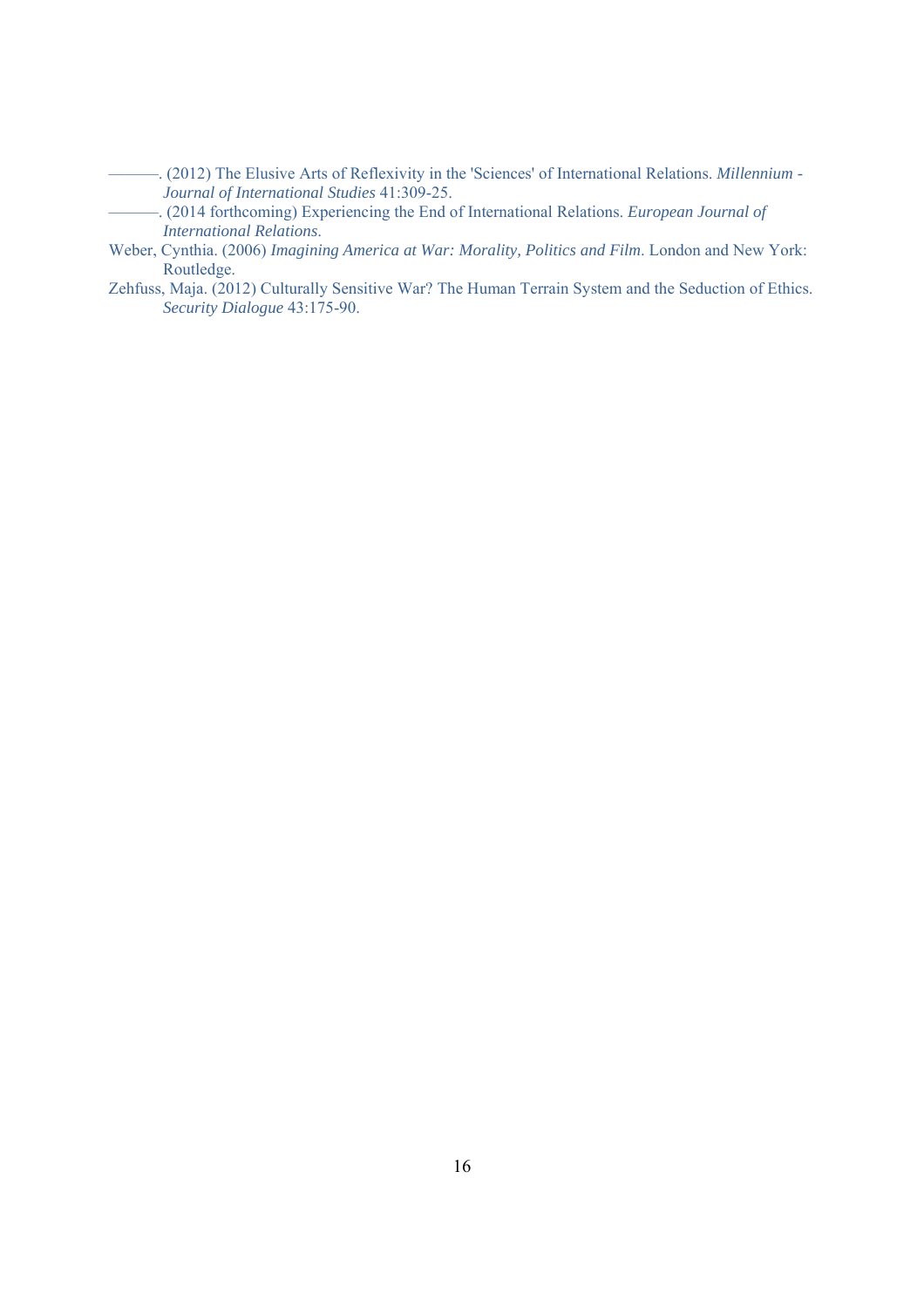———. (2012) The Elusive Arts of Reflexivity in the 'Sciences' of International Relations. *Millennium - Journal of International Studies* 41:309-25.

———. (2014 forthcoming) Experiencing the End of International Relations. *European Journal of International Relations*.

Weber, Cynthia. (2006) *Imagining America at War: Morality, Politics and Film*. London and New York: Routledge.

Zehfuss, Maja. (2012) Culturally Sensitive War? The Human Terrain System and the Seduction of Ethics. *Security Dialogue* 43:175-90.